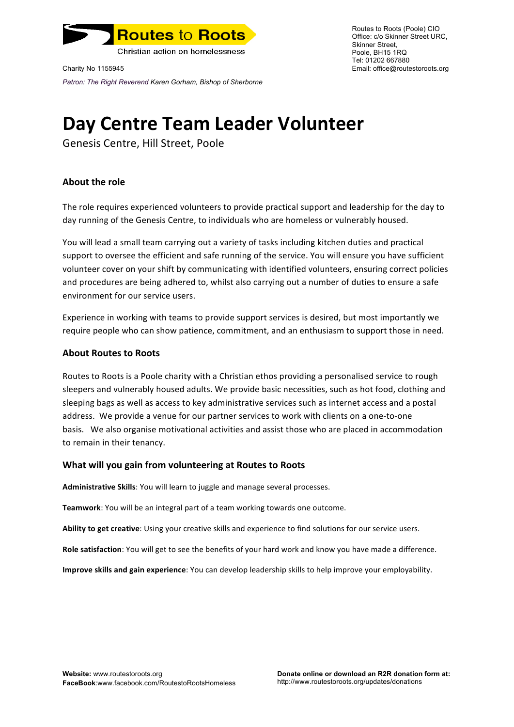Routes to Roots
Christian action on homelessness

Charity No 1155945

*Patron: The Right Reverend Karen Gorham, Bishop of Sherborne*

Routes to Roots (Poole) CIO
Office: c/o Skinner Street URC,
Skinner Street,
Poole, BH15 1RQ
Tel: 01202 667880
Email: office@routestoroots.org

# Day Centre Team Leader Volunteer

Genesis Centre, Hill Street, Poole

### About the role

The role requires experienced volunteers to provide practical support and leadership for the day to day running of the Genesis Centre, to individuals who are homeless or vulnerably housed.

You will lead a small team carrying out a variety of tasks including kitchen duties and practical support to oversee the efficient and safe running of the service. You will ensure you have sufficient volunteer cover on your shift by communicating with identified volunteers, ensuring correct policies and procedures are being adhered to, whilst also carrying out a number of duties to ensure a safe environment for our service users.

Experience in working with teams to provide support services is desired, but most importantly we require people who can show patience, commitment, and an enthusiasm to support those in need.

### About Routes to Roots

Routes to Roots is a Poole charity with a Christian ethos providing a personalised service to rough sleepers and vulnerably housed adults. We provide basic necessities, such as hot food, clothing and sleeping bags as well as access to key administrative services such as internet access and a postal address. We provide a venue for our partner services to work with clients on a one-to-one basis. We also organise motivational activities and assist those who are placed in accommodation to remain in their tenancy.

### What will you gain from volunteering at Routes to Roots

**Administrative Skills**: You will learn to juggle and manage several processes.

**Teamwork**: You will be an integral part of a team working towards one outcome.

**Ability to get creative**: Using your creative skills and experience to find solutions for our service users.

**Role satisfaction**: You will get to see the benefits of your hard work and know you have made a difference.

**Improve skills and gain experience**: You can develop leadership skills to help improve your employability.

**Website:** www.routestoroots.org
**FaceBook**:www.facebook.com/RoutestoRootsHomeless

**Donate online or download an R2R donation form at:**
http://www.routestoroots.org/updates/donations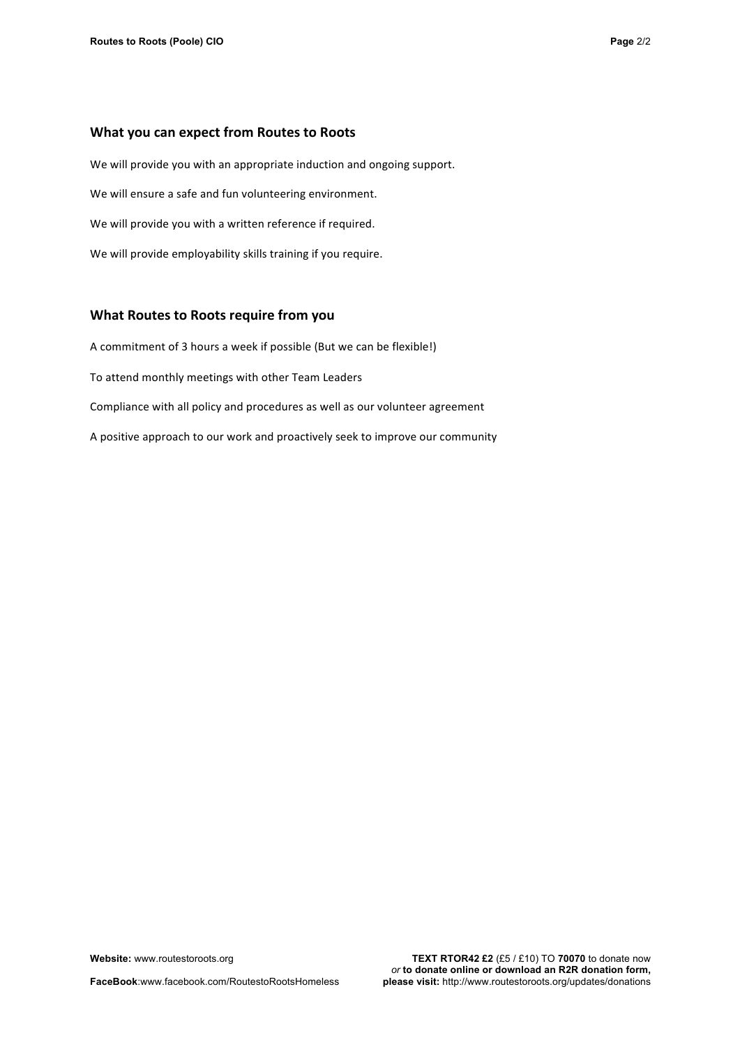## What you can expect from Routes to Roots

We will provide you with an appropriate induction and ongoing support.

We will ensure a safe and fun volunteering environment.

We will provide you with a written reference if required.

We will provide employability skills training if you require.

## What Routes to Roots require from you

A commitment of 3 hours a week if possible (But we can be flexible!)

To attend monthly meetings with other Team Leaders

Compliance with all policy and procedures as well as our volunteer agreement

A positive approach to our work and proactively seek to improve our community